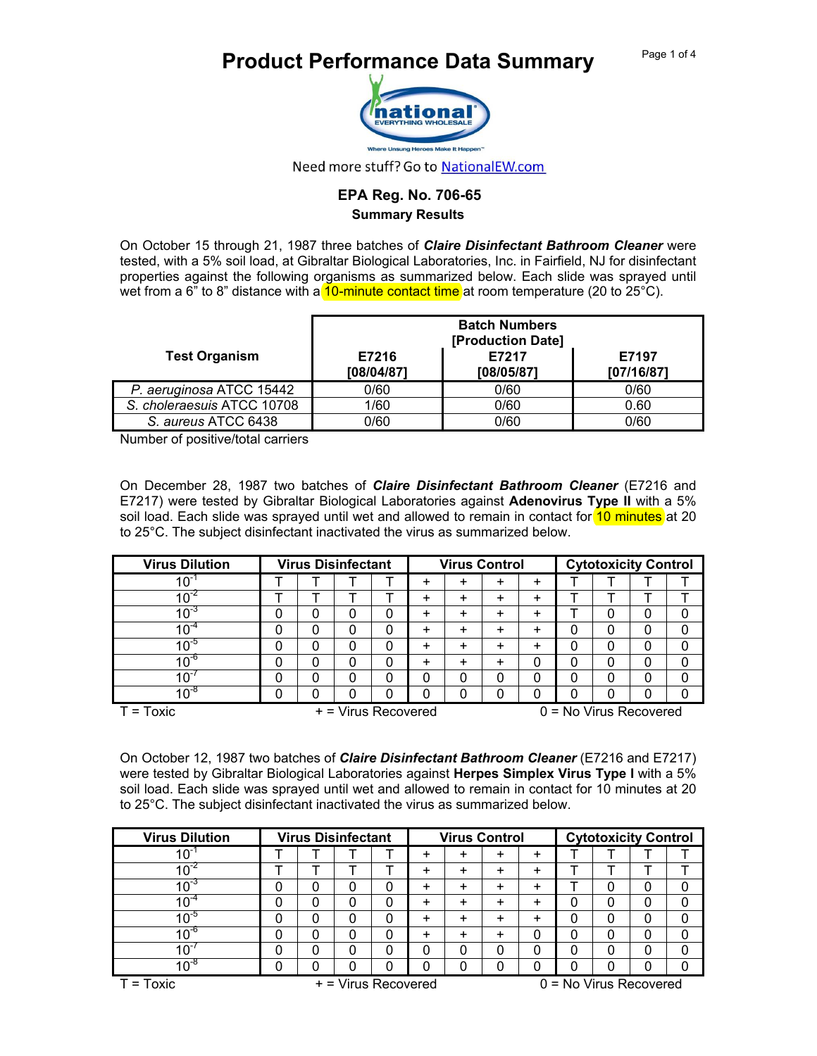# Product Performance Data Summary

Need more stuff? Go to NationalEW.com

**EPA Reg. No. 706-65**

**Summary Results**

On October 15 through 21, 1987 three batches of ***Claire Disinfectant Bathroom Cleaner*** were tested, with a 5% soil load, at Gibraltar Biological Laboratories, Inc. in Fairfield, NJ for disinfectant properties against the following organisms as summarized below. Each slide was sprayed until wet from a 6" to 8" distance with a 10-minute contact time at room temperature (20 to 25°C).

| Test Organism | Batch Numbers [Production Date] E7216 [08/04/87] | E7217 [08/05/87] | E7197 [07/16/87] |
|---|---|---|---|
| *P. aeruginosa* ATCC 15442 | 0/60 | 0/60 | 0/60 |
| *S. choleraesuis* ATCC 10708 | 1/60 | 0/60 | 0.60 |
| *S. aureus* ATCC 6438 | 0/60 | 0/60 | 0/60 |

Number of positive/total carriers

On December 28, 1987 two batches of ***Claire Disinfectant Bathroom Cleaner*** (E7216 and E7217) were tested by Gibraltar Biological Laboratories against **Adenovirus Type II** with a 5% soil load. Each slide was sprayed until wet and allowed to remain in contact for 10 minutes at 20 to 25°C. The subject disinfectant inactivated the virus as summarized below.

| Virus Dilution | Virus Disinfectant | | | | Virus Control | | | | Cytotoxicity Control | | | |
|---|---|---|---|---|---|---|---|---|---|---|---|---|
| $10^{-1}$ | T | T | T | T | + | + | + | + | T | T | T | T |
| $10^{-2}$ | T | T | T | T | + | + | + | + | T | T | T | T |
| $10^{-3}$ | 0 | 0 | 0 | 0 | + | + | + | + | T | 0 | 0 | 0 |
| $10^{-4}$ | 0 | 0 | 0 | 0 | + | + | + | + | 0 | 0 | 0 | 0 |
| $10^{-5}$ | 0 | 0 | 0 | 0 | + | + | + | + | 0 | 0 | 0 | 0 |
| $10^{-6}$ | 0 | 0 | 0 | 0 | + | + | + | 0 | 0 | 0 | 0 | 0 |
| $10^{-7}$ | 0 | 0 | 0 | 0 | 0 | 0 | 0 | 0 | 0 | 0 | 0 | 0 |
| $10^{-8}$ | 0 | 0 | 0 | 0 | 0 | 0 | 0 | 0 | 0 | 0 | 0 | 0 |

T = Toxic + = Virus Recovered 0 = No Virus Recovered

On October 12, 1987 two batches of ***Claire Disinfectant Bathroom Cleaner*** (E7216 and E7217) were tested by Gibraltar Biological Laboratories against **Herpes Simplex Virus Type I** with a 5% soil load. Each slide was sprayed until wet and allowed to remain in contact for 10 minutes at 20 to 25°C. The subject disinfectant inactivated the virus as summarized below.

| Virus Dilution | Virus Disinfectant | | | | Virus Control | | | | Cytotoxicity Control | | | |
|---|---|---|---|---|---|---|---|---|---|---|---|---|
| $10^{-1}$ | T | T | T | T | + | + | + | + | T | T | T | T |
| $10^{-2}$ | T | T | T | T | + | + | + | + | T | T | T | T |
| $10^{-3}$ | 0 | 0 | 0 | 0 | + | + | + | + | T | 0 | 0 | 0 |
| $10^{-4}$ | 0 | 0 | 0 | 0 | + | + | + | + | 0 | 0 | 0 | 0 |
| $10^{-5}$ | 0 | 0 | 0 | 0 | + | + | + | + | 0 | 0 | 0 | 0 |
| $10^{-6}$ | 0 | 0 | 0 | 0 | + | + | + | 0 | 0 | 0 | 0 | 0 |
| $10^{-7}$ | 0 | 0 | 0 | 0 | 0 | 0 | 0 | 0 | 0 | 0 | 0 | 0 |
| $10^{-8}$ | 0 | 0 | 0 | 0 | 0 | 0 | 0 | 0 | 0 | 0 | 0 | 0 |

T = Toxic + = Virus Recovered 0 = No Virus Recovered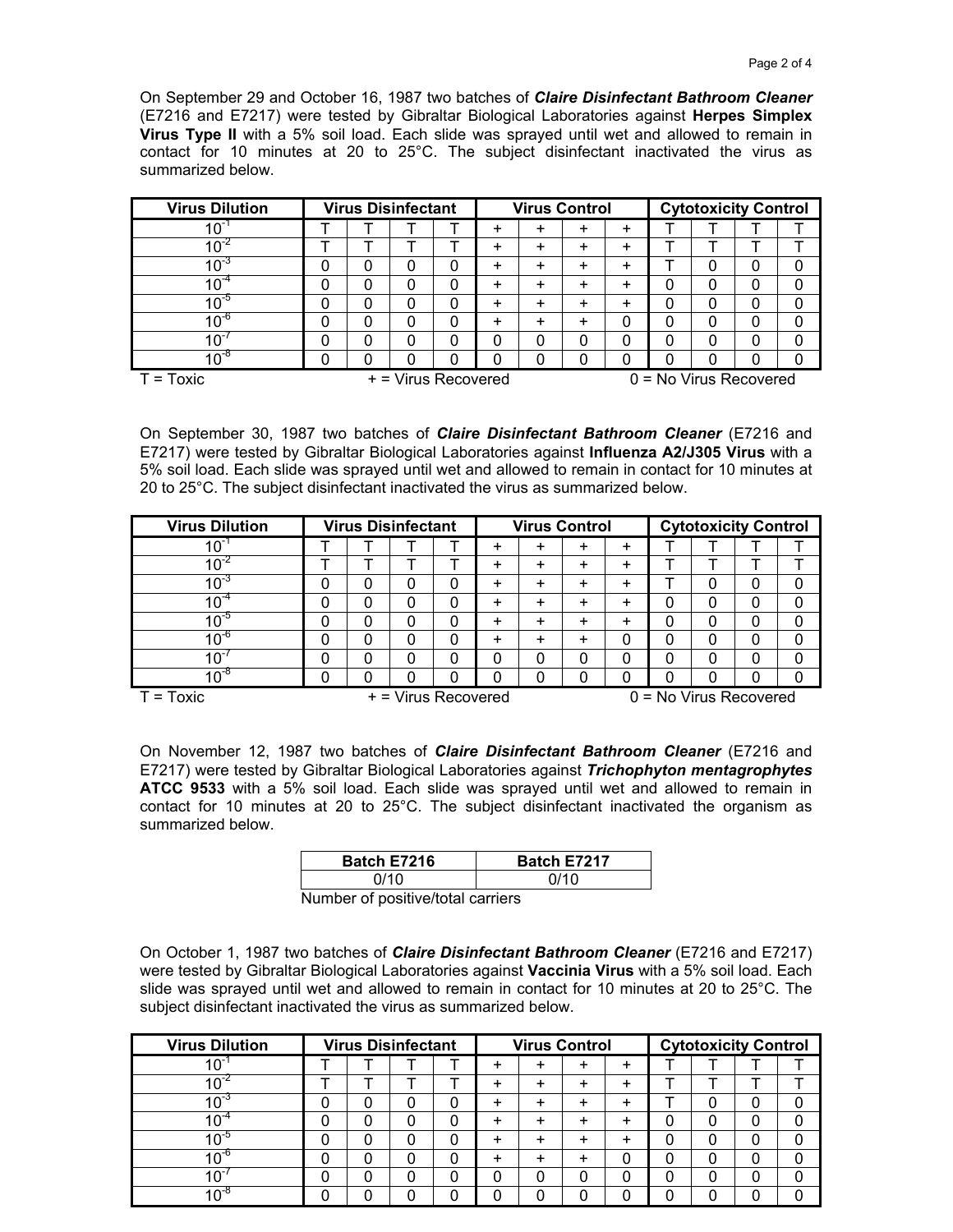On September 29 and October 16, 1987 two batches of ***Claire Disinfectant Bathroom Cleaner*** (E7216 and E7217) were tested by Gibraltar Biological Laboratories against **Herpes Simplex Virus Type II** with a 5% soil load. Each slide was sprayed until wet and allowed to remain in contact for 10 minutes at 20 to 25°C. The subject disinfectant inactivated the virus as summarized below.

| Virus Dilution | Virus Disinfectant | | | | Virus Control | | | | Cytotoxicity Control | | | |
|---|---|---|---|---|---|---|---|---|---|---|---|---|
| $10^{-1}$ | T | T | T | T | + | + | + | + | T | T | T | T |
| $10^{-2}$ | T | T | T | T | + | + | + | + | T | T | T | T |
| $10^{-3}$ | 0 | 0 | 0 | 0 | + | + | + | + | T | 0 | 0 | 0 |
| $10^{-4}$ | 0 | 0 | 0 | 0 | + | + | + | + | 0 | 0 | 0 | 0 |
| $10^{-5}$ | 0 | 0 | 0 | 0 | + | + | + | + | 0 | 0 | 0 | 0 |
| $10^{-6}$ | 0 | 0 | 0 | 0 | + | + | + | 0 | 0 | 0 | 0 | 0 |
| $10^{-7}$ | 0 | 0 | 0 | 0 | 0 | 0 | 0 | 0 | 0 | 0 | 0 | 0 |
| $10^{-8}$ | 0 | 0 | 0 | 0 | 0 | 0 | 0 | 0 | 0 | 0 | 0 | 0 |

T = Toxic + = Virus Recovered 0 = No Virus Recovered

On September 30, 1987 two batches of ***Claire Disinfectant Bathroom Cleaner*** (E7216 and E7217) were tested by Gibraltar Biological Laboratories against **Influenza A2/J305 Virus** with a 5% soil load. Each slide was sprayed until wet and allowed to remain in contact for 10 minutes at 20 to 25°C. The subject disinfectant inactivated the virus as summarized below.

| Virus Dilution | Virus Disinfectant | | | | Virus Control | | | | Cytotoxicity Control | | | |
|---|---|---|---|---|---|---|---|---|---|---|---|---|
| $10^{-1}$ | T | T | T | T | + | + | + | + | T | T | T | T |
| $10^{-2}$ | T | T | T | T | + | + | + | + | T | T | T | T |
| $10^{-3}$ | 0 | 0 | 0 | 0 | + | + | + | + | T | 0 | 0 | 0 |
| $10^{-4}$ | 0 | 0 | 0 | 0 | + | + | + | + | 0 | 0 | 0 | 0 |
| $10^{-5}$ | 0 | 0 | 0 | 0 | + | + | + | + | 0 | 0 | 0 | 0 |
| $10^{-6}$ | 0 | 0 | 0 | 0 | + | + | + | 0 | 0 | 0 | 0 | 0 |
| $10^{-7}$ | 0 | 0 | 0 | 0 | 0 | 0 | 0 | 0 | 0 | 0 | 0 | 0 |
| $10^{-8}$ | 0 | 0 | 0 | 0 | 0 | 0 | 0 | 0 | 0 | 0 | 0 | 0 |

T = Toxic + = Virus Recovered 0 = No Virus Recovered

On November 12, 1987 two batches of ***Claire Disinfectant Bathroom Cleaner*** (E7216 and E7217) were tested by Gibraltar Biological Laboratories against ***Trichophyton mentagrophytes*** **ATCC 9533** with a 5% soil load. Each slide was sprayed until wet and allowed to remain in contact for 10 minutes at 20 to 25°C. The subject disinfectant inactivated the organism as summarized below.

| Batch E7216 | Batch E7217 |
|---|---|
| 0/10 | 0/10 |

Number of positive/total carriers

On October 1, 1987 two batches of ***Claire Disinfectant Bathroom Cleaner*** (E7216 and E7217) were tested by Gibraltar Biological Laboratories against **Vaccinia Virus** with a 5% soil load. Each slide was sprayed until wet and allowed to remain in contact for 10 minutes at 20 to 25°C. The subject disinfectant inactivated the virus as summarized below.

| Virus Dilution | Virus Disinfectant | | | | Virus Control | | | | Cytotoxicity Control | | | |
|---|---|---|---|---|---|---|---|---|---|---|---|---|
| $10^{-1}$ | T | T | T | T | + | + | + | + | T | T | T | T |
| $10^{-2}$ | T | T | T | T | + | + | + | + | T | T | T | T |
| $10^{-3}$ | 0 | 0 | 0 | 0 | + | + | + | + | T | 0 | 0 | 0 |
| $10^{-4}$ | 0 | 0 | 0 | 0 | + | + | + | + | 0 | 0 | 0 | 0 |
| $10^{-5}$ | 0 | 0 | 0 | 0 | + | + | + | + | 0 | 0 | 0 | 0 |
| $10^{-6}$ | 0 | 0 | 0 | 0 | + | + | + | 0 | 0 | 0 | 0 | 0 |
| $10^{-7}$ | 0 | 0 | 0 | 0 | 0 | 0 | 0 | 0 | 0 | 0 | 0 | 0 |
| $10^{-8}$ | 0 | 0 | 0 | 0 | 0 | 0 | 0 | 0 | 0 | 0 | 0 | 0 |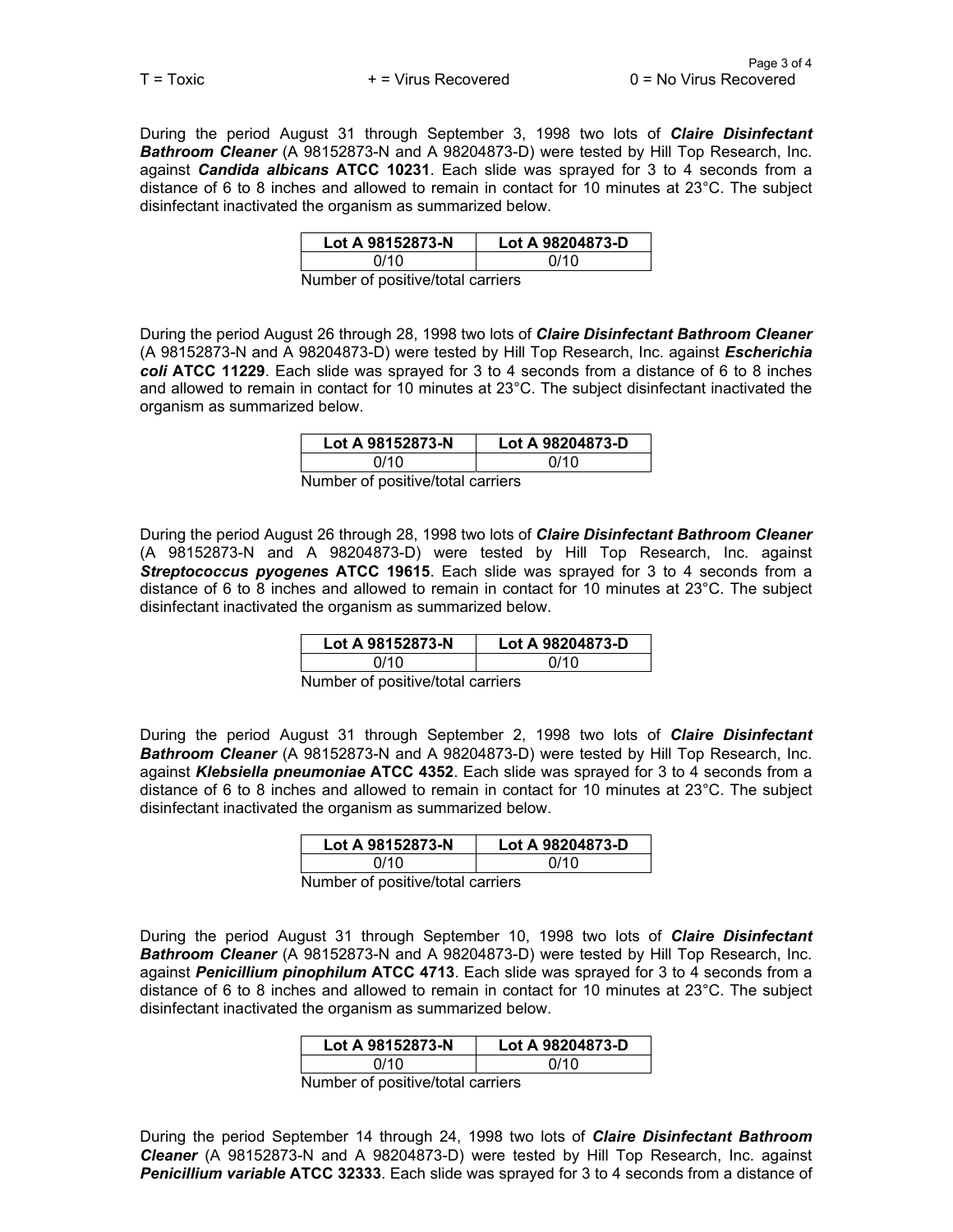T = Toxic + = Virus Recovered 0 = No Virus Recovered

During the period August 31 through September 3, 1998 two lots of ***Claire Disinfectant Bathroom Cleaner*** (A 98152873-N and A 98204873-D) were tested by Hill Top Research, Inc. against ***Candida albicans* ATCC 10231**. Each slide was sprayed for 3 to 4 seconds from a distance of 6 to 8 inches and allowed to remain in contact for 10 minutes at 23°C. The subject disinfectant inactivated the organism as summarized below.

| Lot A 98152873-N | Lot A 98204873-D |
| --- | --- |
| 0/10 | 0/10 |

Number of positive/total carriers

During the period August 26 through 28, 1998 two lots of ***Claire Disinfectant Bathroom Cleaner*** (A 98152873-N and A 98204873-D) were tested by Hill Top Research, Inc. against ***Escherichia coli* ATCC 11229**. Each slide was sprayed for 3 to 4 seconds from a distance of 6 to 8 inches and allowed to remain in contact for 10 minutes at 23°C. The subject disinfectant inactivated the organism as summarized below.

| Lot A 98152873-N | Lot A 98204873-D |
| --- | --- |
| 0/10 | 0/10 |

Number of positive/total carriers

During the period August 26 through 28, 1998 two lots of ***Claire Disinfectant Bathroom Cleaner*** (A 98152873-N and A 98204873-D) were tested by Hill Top Research, Inc. against ***Streptococcus pyogenes* ATCC 19615**. Each slide was sprayed for 3 to 4 seconds from a distance of 6 to 8 inches and allowed to remain in contact for 10 minutes at 23°C. The subject disinfectant inactivated the organism as summarized below.

| Lot A 98152873-N | Lot A 98204873-D |
| --- | --- |
| 0/10 | 0/10 |

Number of positive/total carriers

During the period August 31 through September 2, 1998 two lots of ***Claire Disinfectant Bathroom Cleaner*** (A 98152873-N and A 98204873-D) were tested by Hill Top Research, Inc. against ***Klebsiella pneumoniae* ATCC 4352**. Each slide was sprayed for 3 to 4 seconds from a distance of 6 to 8 inches and allowed to remain in contact for 10 minutes at 23°C. The subject disinfectant inactivated the organism as summarized below.

| Lot A 98152873-N | Lot A 98204873-D |
| --- | --- |
| 0/10 | 0/10 |

Number of positive/total carriers

During the period August 31 through September 10, 1998 two lots of ***Claire Disinfectant Bathroom Cleaner*** (A 98152873-N and A 98204873-D) were tested by Hill Top Research, Inc. against ***Penicillium pinophilum* ATCC 4713**. Each slide was sprayed for 3 to 4 seconds from a distance of 6 to 8 inches and allowed to remain in contact for 10 minutes at 23°C. The subject disinfectant inactivated the organism as summarized below.

| Lot A 98152873-N | Lot A 98204873-D |
| --- | --- |
| 0/10 | 0/10 |

Number of positive/total carriers

During the period September 14 through 24, 1998 two lots of ***Claire Disinfectant Bathroom Cleaner*** (A 98152873-N and A 98204873-D) were tested by Hill Top Research, Inc. against ***Penicillium variable* ATCC 32333**. Each slide was sprayed for 3 to 4 seconds from a distance of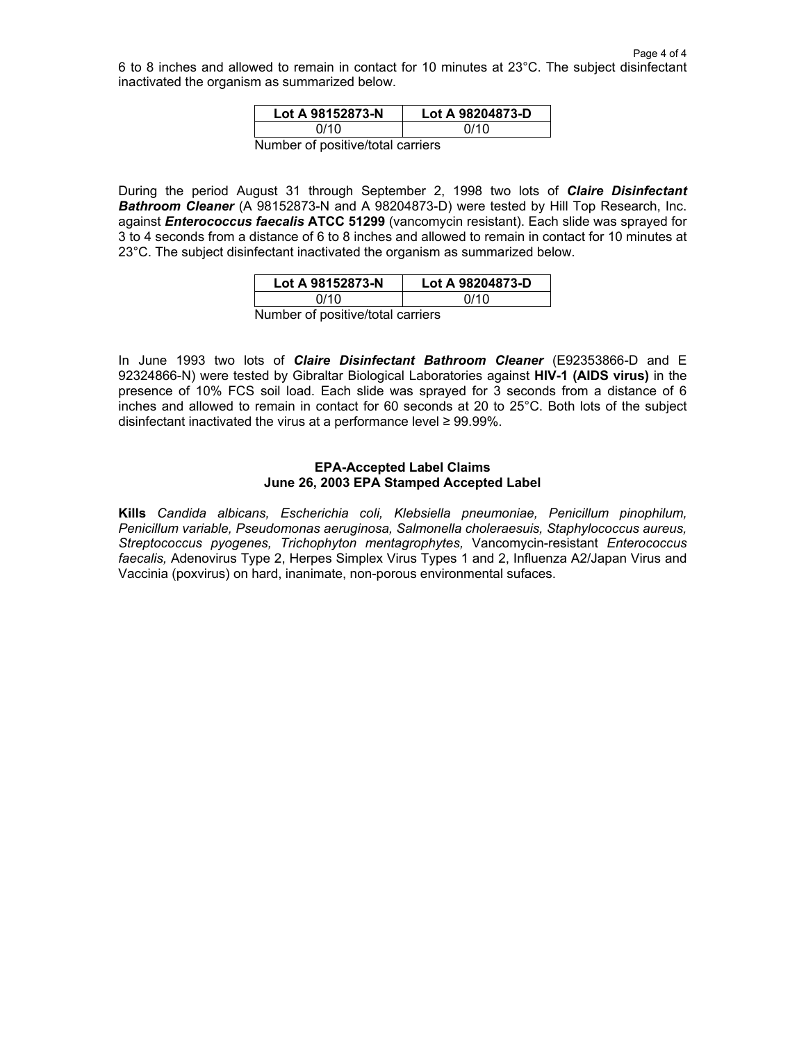6 to 8 inches and allowed to remain in contact for 10 minutes at 23°C. The subject disinfectant inactivated the organism as summarized below.

| Lot A 98152873-N | Lot A 98204873-D |
|---|---|
| 0/10 | 0/10 |

Number of positive/total carriers

During the period August 31 through September 2, 1998 two lots of ***Claire Disinfectant Bathroom Cleaner*** (A 98152873-N and A 98204873-D) were tested by Hill Top Research, Inc. against ***Enterococcus faecalis*** **ATCC 51299** (vancomycin resistant). Each slide was sprayed for 3 to 4 seconds from a distance of 6 to 8 inches and allowed to remain in contact for 10 minutes at 23°C. The subject disinfectant inactivated the organism as summarized below.

| Lot A 98152873-N | Lot A 98204873-D |
|---|---|
| 0/10 | 0/10 |

Number of positive/total carriers

In June 1993 two lots of ***Claire Disinfectant Bathroom Cleaner*** (E92353866-D and E 92324866-N) were tested by Gibraltar Biological Laboratories against **HIV-1 (AIDS virus)** in the presence of 10% FCS soil load. Each slide was sprayed for 3 seconds from a distance of 6 inches and allowed to remain in contact for 60 seconds at 20 to 25°C. Both lots of the subject disinfectant inactivated the virus at a performance level ≥ 99.99%.

## EPA-Accepted Label Claims
### June 26, 2003 EPA Stamped Accepted Label

**Kills** *Candida albicans, Escherichia coli, Klebsiella pneumoniae, Penicillum pinophilum, Penicillum variable, Pseudomonas aeruginosa, Salmonella choleraesuis, Staphylococcus aureus, Streptococcus pyogenes, Trichophyton mentagrophytes,* Vancomycin-resistant *Enterococcus faecalis,* Adenovirus Type 2, Herpes Simplex Virus Types 1 and 2, Influenza A2/Japan Virus and Vaccinia (poxvirus) on hard, inanimate, non-porous environmental sufaces.